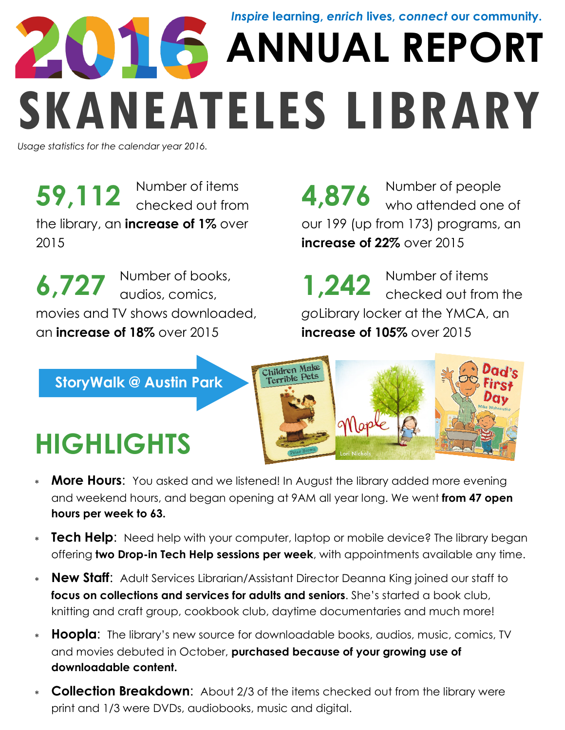*Inspire* learning, *enrich* lives, *connect* our community.

# 2016 ANNUAL REPORT

# SKANEATELES LIBRARY

*Usage statistics for the calendar year 2016.*

**59,112** Number of items checked out from the library, an **increase of 1%** over 2015

**4,876** Number of people who attended one of our 199 (up from 173) programs, an **increase of 22%** over 2015

**6,727** Number of books, audios, comics, movies and TV shows downloaded, an **increase of 18%** over 2015

**1,242** Number of items checked out from the goLibrary locker at the YMCA, an **increase of 105%** over 2015

**StoryWalk @ Austin Park**

## HIGHLIGHTS

- **More Hours**: You asked and we listened! In August the library added more evening and weekend hours, and began opening at 9AM all year long. We went **from 47 open hours per week to 63.**
- **Tech Help**: Need help with your computer, laptop or mobile device? The library began offering **two Drop-in Tech Help sessions per week**, with appointments available any time.
- **New Staff**: Adult Services Librarian/Assistant Director Deanna King joined our staff to **focus on collections and services for adults and seniors**. She's started a book club, knitting and craft group, cookbook club, daytime documentaries and much more!
- **Hoopla**: The library's new source for downloadable books, audios, music, comics, TV and movies debuted in October, **purchased because of your growing use of downloadable content.**
- **Collection Breakdown**: About 2/3 of the items checked out from the library were print and 1/3 were DVDs, audiobooks, music and digital.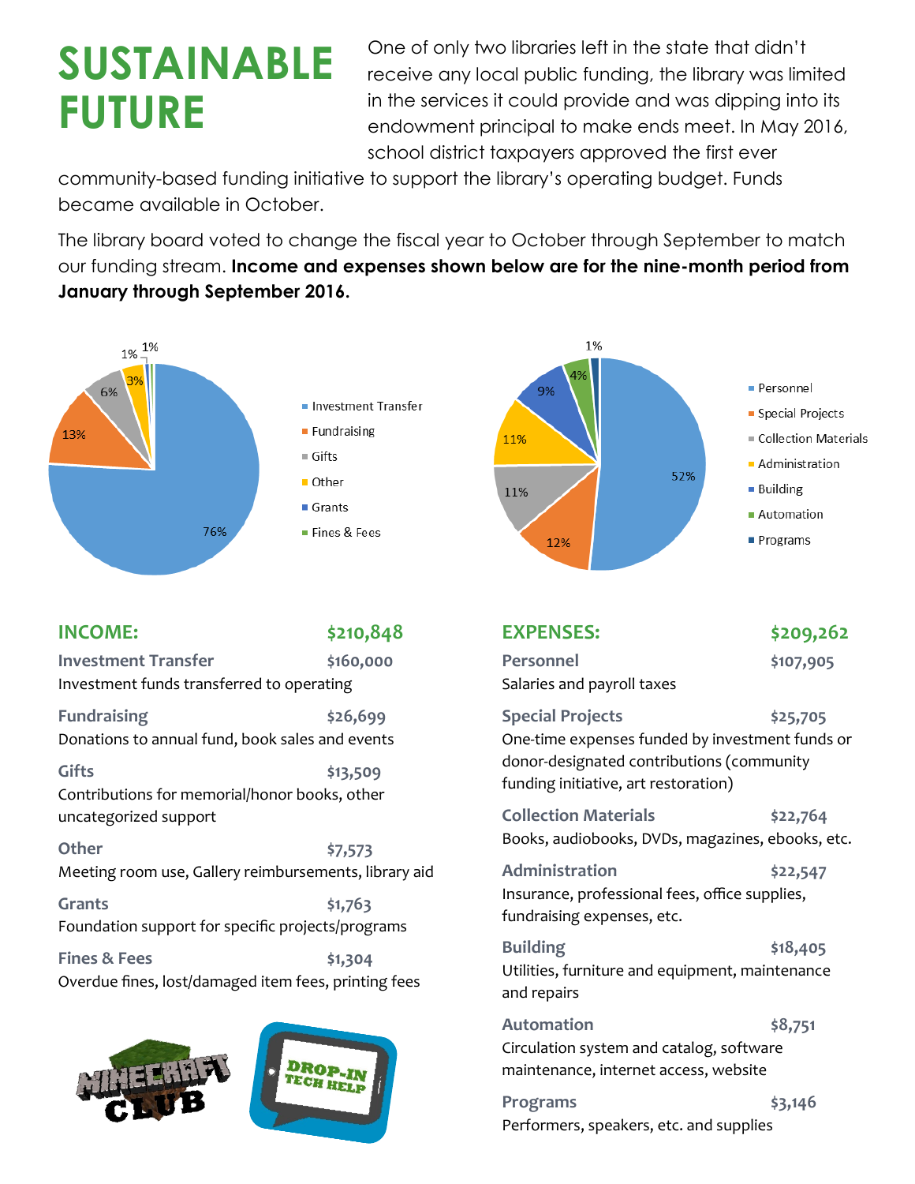# SUSTAINABLE FUTURE

One of only two libraries left in the state that didn't receive any local public funding, the library was limited in the services it could provide and was dipping into its endowment principal to make ends meet. In May 2016, school district taxpayers approved the first ever community-based funding initiative to support the library's operating budget. Funds became available in October.

The library board voted to change the fiscal year to October through September to match our funding stream. **Income and expenses shown below are for the nine-month period from January through September 2016.**

76%
13%
6%
3%
1%
1%

Investment Transfer
Fundraising
Gifts
Other
Grants
Fines & Fees

52%
12%
11%
11%
9%
4%
1%

Personnel
Special Projects
Collection Materials
Administration
Building
Automation
Programs

## INCOME: $210,848

**Investment Transfer** $160,000
Investment funds transferred to operating

**Fundraising** $26,699
Donations to annual fund, book sales and events

**Gifts** $13,509
Contributions for memorial/honor books, other uncategorized support

**Other** $7,573
Meeting room use, Gallery reimbursements, library aid

**Grants** $1,763
Foundation support for specific projects/programs

**Fines & Fees** $1,304
Overdue fines, lost/damaged item fees, printing fees

## EXPENSES: $209,262

**Personnel** $107,905
Salaries and payroll taxes

**Special Projects** $25,705
One-time expenses funded by investment funds or donor-designated contributions (community funding initiative, art restoration)

**Collection Materials** $22,764
Books, audiobooks, DVDs, magazines, ebooks, etc.

**Administration** $22,547
Insurance, professional fees, office supplies, fundraising expenses, etc.

**Building** $18,405
Utilities, furniture and equipment, maintenance and repairs

**Automation** $8,751
Circulation system and catalog, software maintenance, internet access, website

**Programs** $3,146
Performers, speakers, etc. and supplies

MINECRAFT CLUB

DROP-IN TECH HELP